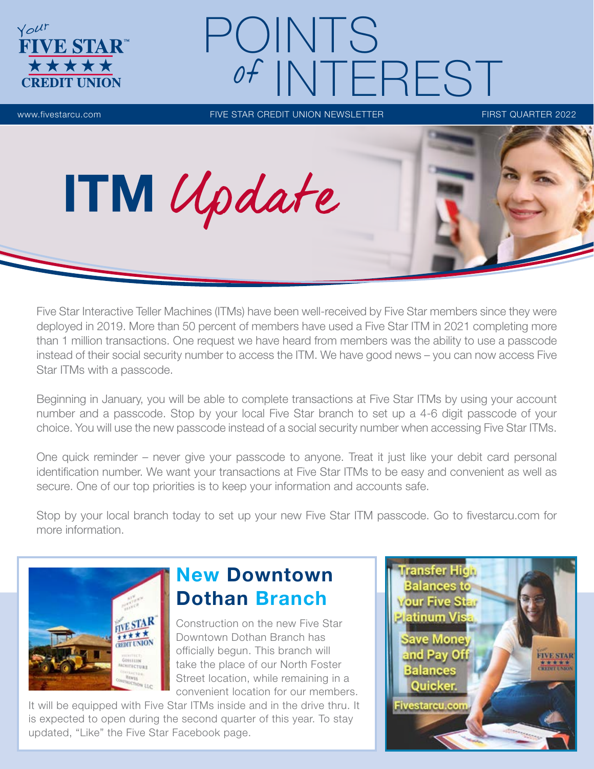# POINTS of INTEREST

www.fivestarcu.com | FIVE STAR CREDIT UNION NEWSLETTER | FIRST QUARTER 2022

## ITM Update

Five Star Interactive Teller Machines (ITMs) have been well-received by Five Star members since they were deployed in 2019. More than 50 percent of members have used a Five Star ITM in 2021 completing more than 1 million transactions. One request we have heard from members was the ability to use a passcode instead of their social security number to access the ITM. We have good news – you can now access Five Star ITMs with a passcode.

Beginning in January, you will be able to complete transactions at Five Star ITMs by using your account number and a passcode. Stop by your local Five Star branch to set up a 4-6 digit passcode of your choice. You will use the new passcode instead of a social security number when accessing Five Star ITMs.

One quick reminder – never give your passcode to anyone. Treat it just like your debit card personal identification number. We want your transactions at Five Star ITMs to be easy and convenient as well as secure. One of our top priorities is to keep your information and accounts safe.

Stop by your local branch today to set up your new Five Star ITM passcode. Go to fivestarcu.com for more information.

## New Downtown Dothan Branch

Construction on the new Five Star Downtown Dothan Branch has officially begun. This branch will take the place of our North Foster Street location, while remaining in a convenient location for our members. It will be equipped with Five Star ITMs inside and in the drive thru. It is expected to open during the second quarter of this year. To stay updated, "Like" the Five Star Facebook page.

Transfer High Balances to Your Five Star Platinum Visa.

Save Money and Pay Off Balances Quicker.

Fivestarcu.com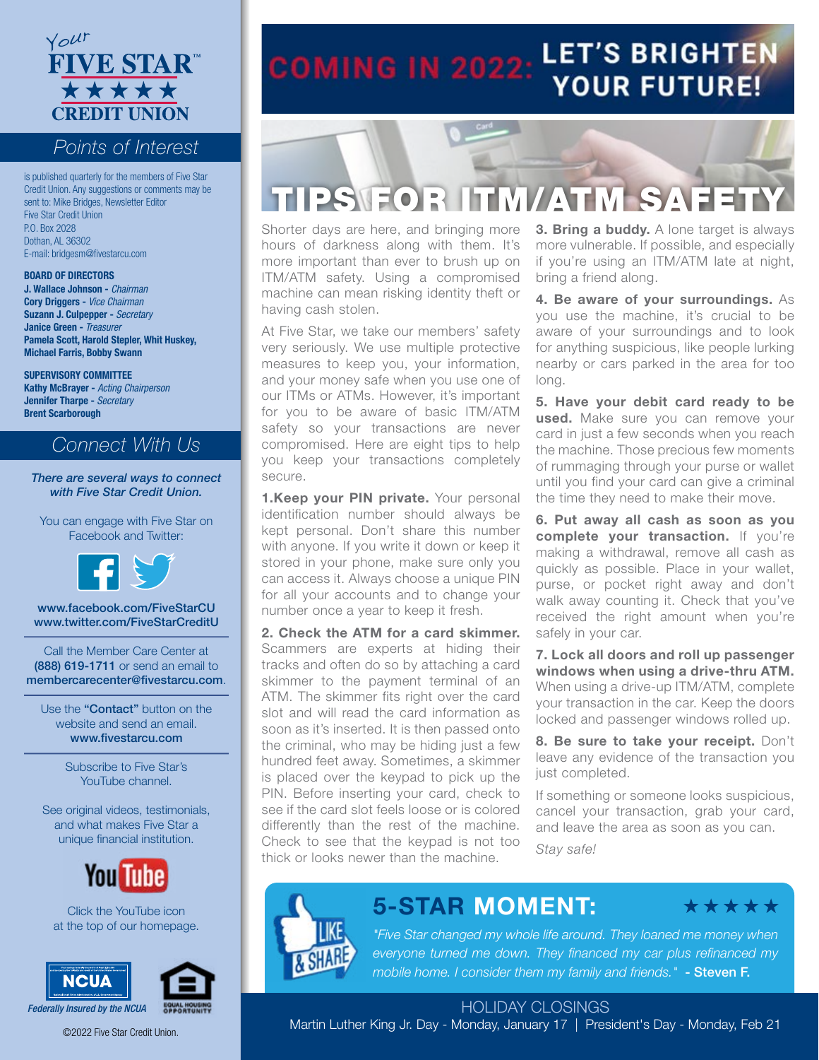Your FIVE STAR™ CREDIT UNION

## Points of Interest

is published quarterly for the members of Five Star Credit Union. Any suggestions or comments may be sent to: Mike Bridges, Newsletter Editor
Five Star Credit Union
P.O. Box 2028
Dothan, AL 36302
E-mail: bridgesm@fivestarcu.com

**BOARD OF DIRECTORS**
**J. Wallace Johnson** - *Chairman*
**Cory Driggers** - *Vice Chairman*
**Suzann J. Culpepper** - *Secretary*
**Janice Green** - *Treasurer*
**Pamela Scott, Harold Stepler, Whit Huskey, Michael Farris, Bobby Swann**

**SUPERVISORY COMMITTEE**
**Kathy McBrayer** - *Acting Chairperson*
**Jennifer Tharpe** - *Secretary*
**Brent Scarborough**

## Connect With Us

***There are several ways to connect with Five Star Credit Union.***

You can engage with Five Star on Facebook and Twitter:

**www.facebook.com/FiveStarCU**
**www.twitter.com/FiveStarCreditU**

Call the Member Care Center at **(888) 619-1711** or send an email to **membercarecenter@fivestarcu.com**.

Use the **"Contact"** button on the website and send an email.
**www.fivestarcu.com**

Subscribe to Five Star's YouTube channel.

See original videos, testimonials, and what makes Five Star a unique financial institution.

Click the YouTube icon at the top of our homepage.

*Federally Insured by the NCUA*

©2022 Five Star Credit Union.

# COMING IN 2022: LET'S BRIGHTEN YOUR FUTURE!

# TIPS FOR ITM/ATM SAFETY

Shorter days are here, and bringing more hours of darkness along with them. It's more important than ever to brush up on ITM/ATM safety. Using a compromised machine can mean risking identity theft or having cash stolen.

At Five Star, we take our members' safety very seriously. We use multiple protective measures to keep you, your information, and your money safe when you use one of our ITMs or ATMs. However, it's important for you to be aware of basic ITM/ATM safety so your transactions are never compromised. Here are eight tips to help you keep your transactions completely secure.

**1.Keep your PIN private.** Your personal identification number should always be kept personal. Don't share this number with anyone. If you write it down or keep it stored in your phone, make sure only you can access it. Always choose a unique PIN for all your accounts and to change your number once a year to keep it fresh.

**2. Check the ATM for a card skimmer.** Scammers are experts at hiding their tracks and often do so by attaching a card skimmer to the payment terminal of an ATM. The skimmer fits right over the card slot and will read the card information as soon as it's inserted. It is then passed onto the criminal, who may be hiding just a few hundred feet away. Sometimes, a skimmer is placed over the keypad to pick up the PIN. Before inserting your card, check to see if the card slot feels loose or is colored differently than the rest of the machine. Check to see that the keypad is not too thick or looks newer than the machine.

**3. Bring a buddy.** A lone target is always more vulnerable. If possible, and especially if you're using an ITM/ATM late at night, bring a friend along.

**4. Be aware of your surroundings.** As you use the machine, it's crucial to be aware of your surroundings and to look for anything suspicious, like people lurking nearby or cars parked in the area for too long.

**5. Have your debit card ready to be used.** Make sure you can remove your card in just a few seconds when you reach the machine. Those precious few moments of rummaging through your purse or wallet until you find your card can give a criminal the time they need to make their move.

**6. Put away all cash as soon as you complete your transaction.** If you're making a withdrawal, remove all cash as quickly as possible. Place in your wallet, purse, or pocket right away and don't walk away counting it. Check that you've received the right amount when you're safely in your car.

**7. Lock all doors and roll up passenger windows when using a drive-thru ATM.** When using a drive-up ITM/ATM, complete your transaction in the car. Keep the doors locked and passenger windows rolled up.

**8. Be sure to take your receipt.** Don't leave any evidence of the transaction you just completed.

If something or someone looks suspicious, cancel your transaction, grab your card, and leave the area as soon as you can.

*Stay safe!*

## 5-STAR MOMENT: ★★★★★

LIKE & SHARE

*"Five Star changed my whole life around. They loaned me money when everyone turned me down. They financed my car plus refinanced my mobile home. I consider them my family and friends."* **- Steven F.**

## HOLIDAY CLOSINGS

Martin Luther King Jr. Day - Monday, January 17 | President's Day - Monday, Feb 21